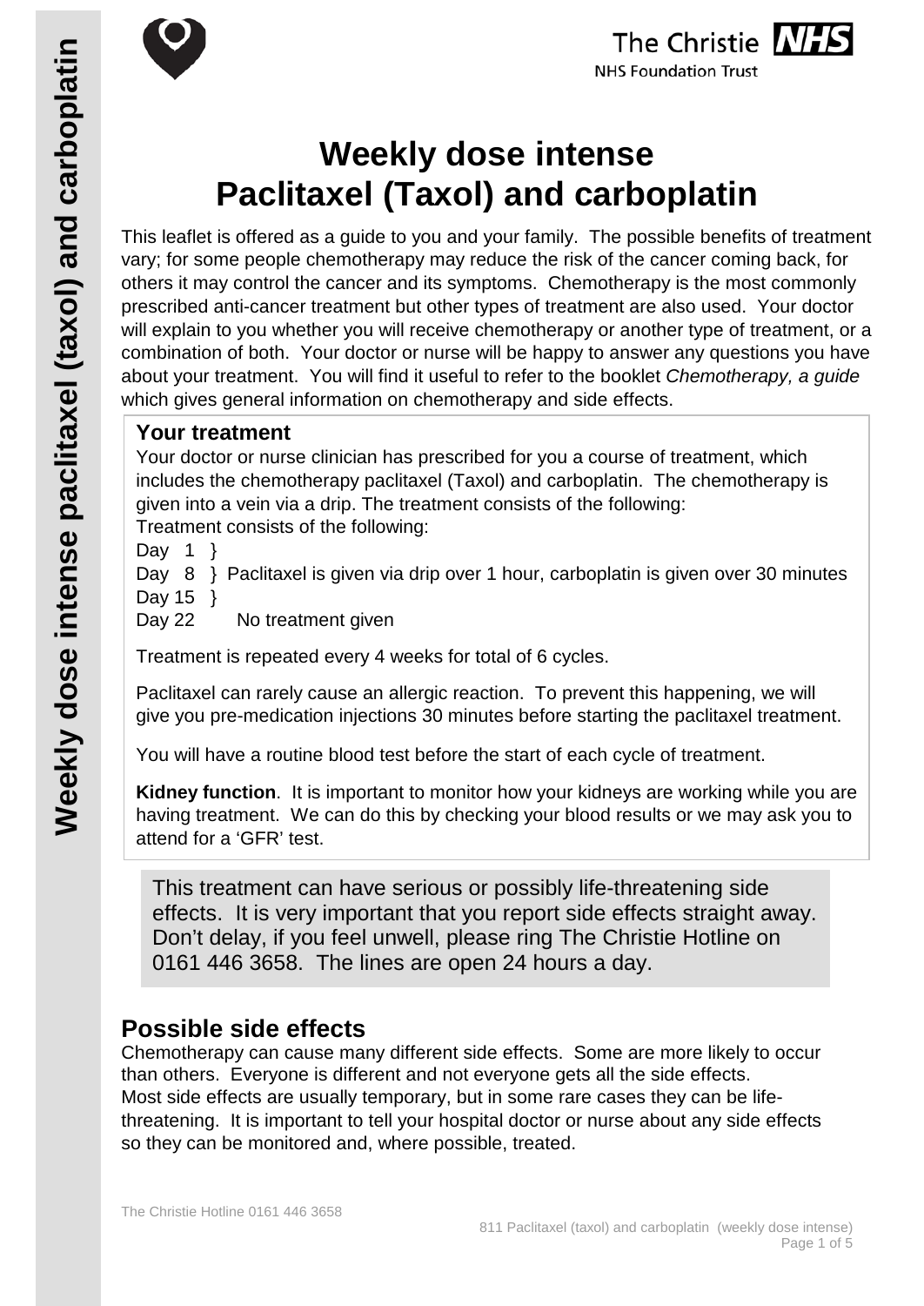# Weekly dose intense Paclitaxel (Taxol) and carboplatin

This leaflet is offered as a guide to you and your family. The possible benefits of treatment vary; for some people chemotherapy may reduce the risk of the cancer coming back, for others it may control the cancer and its symptoms. Chemotherapy is the most commonly prescribed anti-cancer treatment but other types of treatment are also used. Your doctor will explain to you whether you will receive chemotherapy or another type of treatment, or a combination of both. Your doctor or nurse will be happy to answer any questions you have about your treatment. You will find it useful to refer to the booklet *Chemotherapy, a guide* which gives general information on chemotherapy and side effects.

## Your treatment

Your doctor or nurse clinician has prescribed for you a course of treatment, which includes the chemotherapy paclitaxel (Taxol) and carboplatin. The chemotherapy is given into a vein via a drip. The treatment consists of the following:

Treatment consists of the following:

Day 1 }
Day 8 } Paclitaxel is given via drip over 1 hour, carboplatin is given over 30 minutes
Day 15 }
Day 22 No treatment given

Treatment is repeated every 4 weeks for total of 6 cycles.

Paclitaxel can rarely cause an allergic reaction. To prevent this happening, we will give you pre-medication injections 30 minutes before starting the paclitaxel treatment.

You will have a routine blood test before the start of each cycle of treatment.

**Kidney function**. It is important to monitor how your kidneys are working while you are having treatment. We can do this by checking your blood results or we may ask you to attend for a 'GFR' test.

This treatment can have serious or possibly life-threatening side effects. It is very important that you report side effects straight away. Don't delay, if you feel unwell, please ring The Christie Hotline on 0161 446 3658. The lines are open 24 hours a day.

## Possible side effects

Chemotherapy can cause many different side effects. Some are more likely to occur than others. Everyone is different and not everyone gets all the side effects. Most side effects are usually temporary, but in some rare cases they can be life-threatening. It is important to tell your hospital doctor or nurse about any side effects so they can be monitored and, where possible, treated.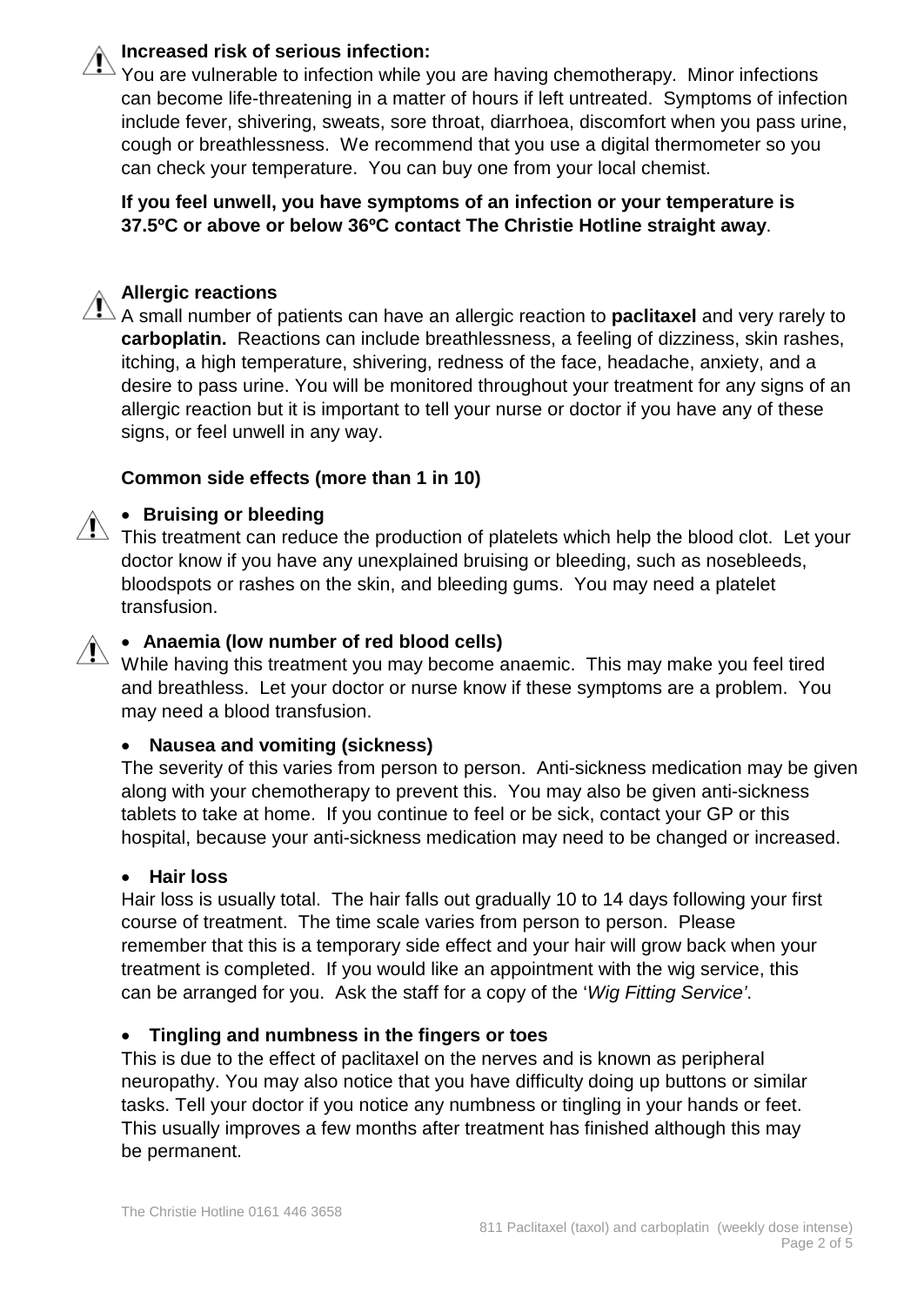**Increased risk of serious infection:**
You are vulnerable to infection while you are having chemotherapy. Minor infections can become life-threatening in a matter of hours if left untreated. Symptoms of infection include fever, shivering, sweats, sore throat, diarrhoea, discomfort when you pass urine, cough or breathlessness. We recommend that you use a digital thermometer so you can check your temperature. You can buy one from your local chemist.

**If you feel unwell, you have symptoms of an infection or your temperature is 37.5ºC or above or below 36ºC contact The Christie Hotline straight away**.

**Allergic reactions**
A small number of patients can have an allergic reaction to **paclitaxel** and very rarely to **carboplatin.** Reactions can include breathlessness, a feeling of dizziness, skin rashes, itching, a high temperature, shivering, redness of the face, headache, anxiety, and a desire to pass urine. You will be monitored throughout your treatment for any signs of an allergic reaction but it is important to tell your nurse or doctor if you have any of these signs, or feel unwell in any way.

### Common side effects (more than 1 in 10)

- **Bruising or bleeding**
This treatment can reduce the production of platelets which help the blood clot. Let your doctor know if you have any unexplained bruising or bleeding, such as nosebleeds, bloodspots or rashes on the skin, and bleeding gums. You may need a platelet transfusion.

- **Anaemia (low number of red blood cells)**
While having this treatment you may become anaemic. This may make you feel tired and breathless. Let your doctor or nurse know if these symptoms are a problem. You may need a blood transfusion.

- **Nausea and vomiting (sickness)**
The severity of this varies from person to person. Anti-sickness medication may be given along with your chemotherapy to prevent this. You may also be given anti-sickness tablets to take at home. If you continue to feel or be sick, contact your GP or this hospital, because your anti-sickness medication may need to be changed or increased.

- **Hair loss**
Hair loss is usually total. The hair falls out gradually 10 to 14 days following your first course of treatment. The time scale varies from person to person. Please remember that this is a temporary side effect and your hair will grow back when your treatment is completed. If you would like an appointment with the wig service, this can be arranged for you. Ask the staff for a copy of the '*Wig Fitting Service'*.

- **Tingling and numbness in the fingers or toes**
This is due to the effect of paclitaxel on the nerves and is known as peripheral neuropathy. You may also notice that you have difficulty doing up buttons or similar tasks. Tell your doctor if you notice any numbness or tingling in your hands or feet. This usually improves a few months after treatment has finished although this may be permanent.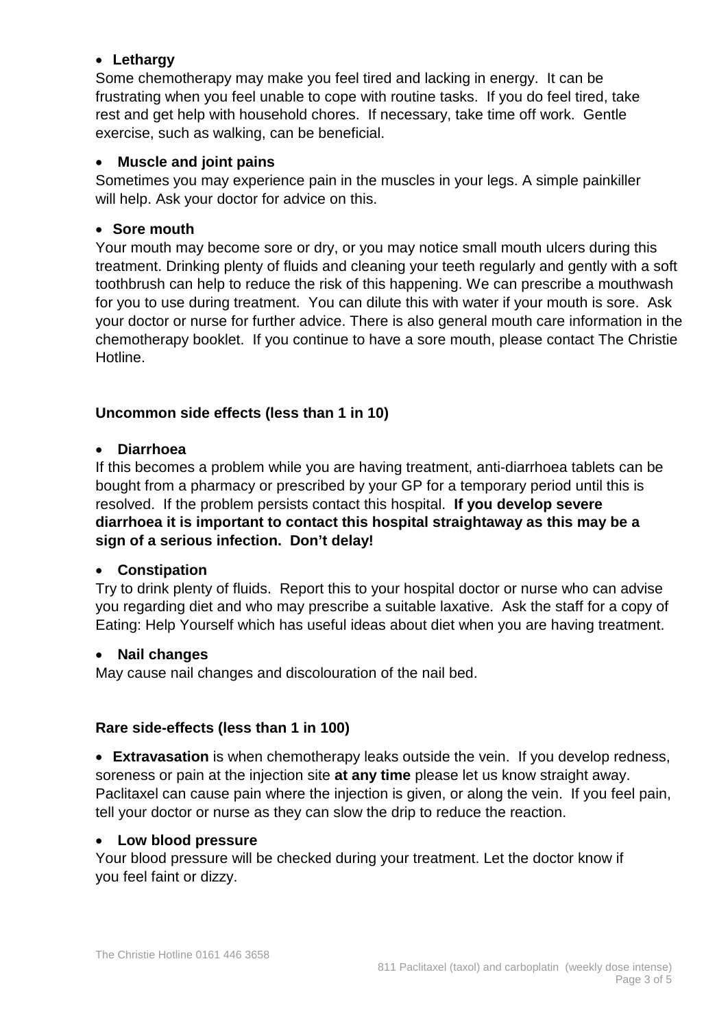- **Lethargy**

Some chemotherapy may make you feel tired and lacking in energy. It can be frustrating when you feel unable to cope with routine tasks. If you do feel tired, take rest and get help with household chores. If necessary, take time off work. Gentle exercise, such as walking, can be beneficial.

- **Muscle and joint pains**

Sometimes you may experience pain in the muscles in your legs. A simple painkiller will help. Ask your doctor for advice on this.

- **Sore mouth**

Your mouth may become sore or dry, or you may notice small mouth ulcers during this treatment. Drinking plenty of fluids and cleaning your teeth regularly and gently with a soft toothbrush can help to reduce the risk of this happening. We can prescribe a mouthwash for you to use during treatment. You can dilute this with water if your mouth is sore. Ask your doctor or nurse for further advice. There is also general mouth care information in the chemotherapy booklet. If you continue to have a sore mouth, please contact The Christie Hotline.

**Uncommon side effects (less than 1 in 10)**

- **Diarrhoea**

If this becomes a problem while you are having treatment, anti-diarrhoea tablets can be bought from a pharmacy or prescribed by your GP for a temporary period until this is resolved. If the problem persists contact this hospital. **If you develop severe diarrhoea it is important to contact this hospital straightaway as this may be a sign of a serious infection. Don't delay!**

- **Constipation**

Try to drink plenty of fluids. Report this to your hospital doctor or nurse who can advise you regarding diet and who may prescribe a suitable laxative. Ask the staff for a copy of Eating: Help Yourself which has useful ideas about diet when you are having treatment.

- **Nail changes**

May cause nail changes and discolouration of the nail bed.

**Rare side-effects (less than 1 in 100)**

- **Extravasation** is when chemotherapy leaks outside the vein. If you develop redness, soreness or pain at the injection site **at any time** please let us know straight away. Paclitaxel can cause pain where the injection is given, or along the vein. If you feel pain, tell your doctor or nurse as they can slow the drip to reduce the reaction.

- **Low blood pressure**

Your blood pressure will be checked during your treatment. Let the doctor know if you feel faint or dizzy.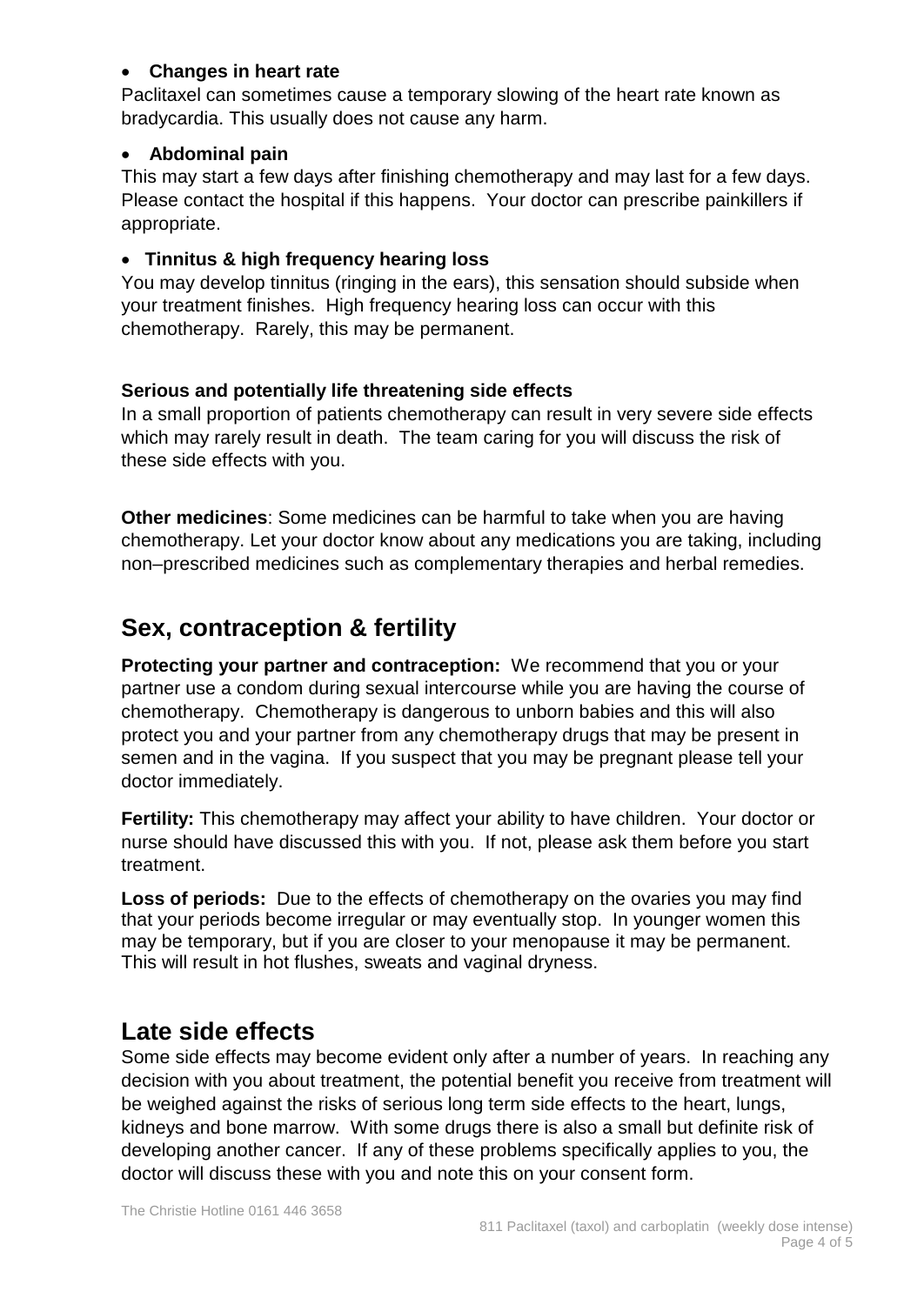- **Changes in heart rate**

Paclitaxel can sometimes cause a temporary slowing of the heart rate known as bradycardia. This usually does not cause any harm.

- **Abdominal pain**

This may start a few days after finishing chemotherapy and may last for a few days. Please contact the hospital if this happens. Your doctor can prescribe painkillers if appropriate.

- **Tinnitus & high frequency hearing loss**

You may develop tinnitus (ringing in the ears), this sensation should subside when your treatment finishes. High frequency hearing loss can occur with this chemotherapy. Rarely, this may be permanent.

**Serious and potentially life threatening side effects**

In a small proportion of patients chemotherapy can result in very severe side effects which may rarely result in death. The team caring for you will discuss the risk of these side effects with you.

**Other medicines**: Some medicines can be harmful to take when you are having chemotherapy. Let your doctor know about any medications you are taking, including non–prescribed medicines such as complementary therapies and herbal remedies.

## Sex, contraception & fertility

**Protecting your partner and contraception:** We recommend that you or your partner use a condom during sexual intercourse while you are having the course of chemotherapy. Chemotherapy is dangerous to unborn babies and this will also protect you and your partner from any chemotherapy drugs that may be present in semen and in the vagina. If you suspect that you may be pregnant please tell your doctor immediately.

**Fertility:** This chemotherapy may affect your ability to have children. Your doctor or nurse should have discussed this with you. If not, please ask them before you start treatment.

**Loss of periods:** Due to the effects of chemotherapy on the ovaries you may find that your periods become irregular or may eventually stop. In younger women this may be temporary, but if you are closer to your menopause it may be permanent. This will result in hot flushes, sweats and vaginal dryness.

## Late side effects

Some side effects may become evident only after a number of years. In reaching any decision with you about treatment, the potential benefit you receive from treatment will be weighed against the risks of serious long term side effects to the heart, lungs, kidneys and bone marrow. With some drugs there is also a small but definite risk of developing another cancer. If any of these problems specifically applies to you, the doctor will discuss these with you and note this on your consent form.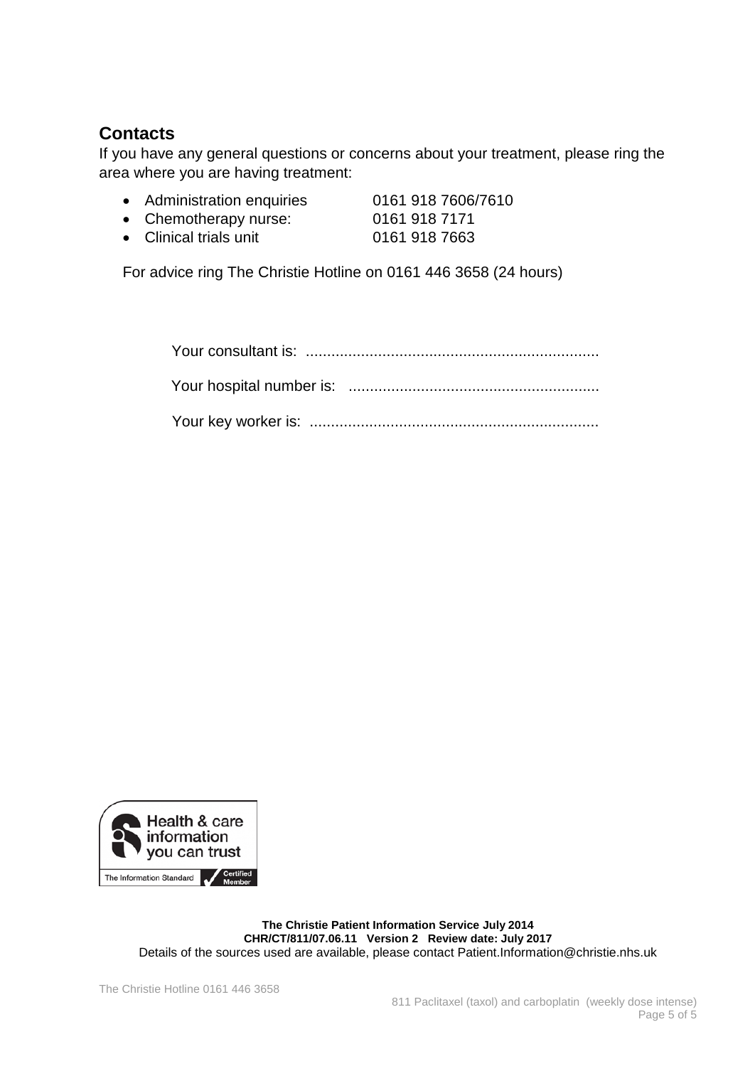## Contacts

If you have any general questions or concerns about your treatment, please ring the area where you are having treatment:

- Administration enquiries 0161 918 7606/7610
- Chemotherapy nurse: 0161 918 7171
- Clinical trials unit 0161 918 7663

For advice ring The Christie Hotline on 0161 446 3658 (24 hours)

Your consultant is: ....................................................................

Your hospital number is: ..........................................................

Your key worker is: ...................................................................

**The Christie Patient Information Service July 2014**
**CHR/CT/811/07.06.11 Version 2 Review date: July 2017**
Details of the sources used are available, please contact Patient.Information@christie.nhs.uk